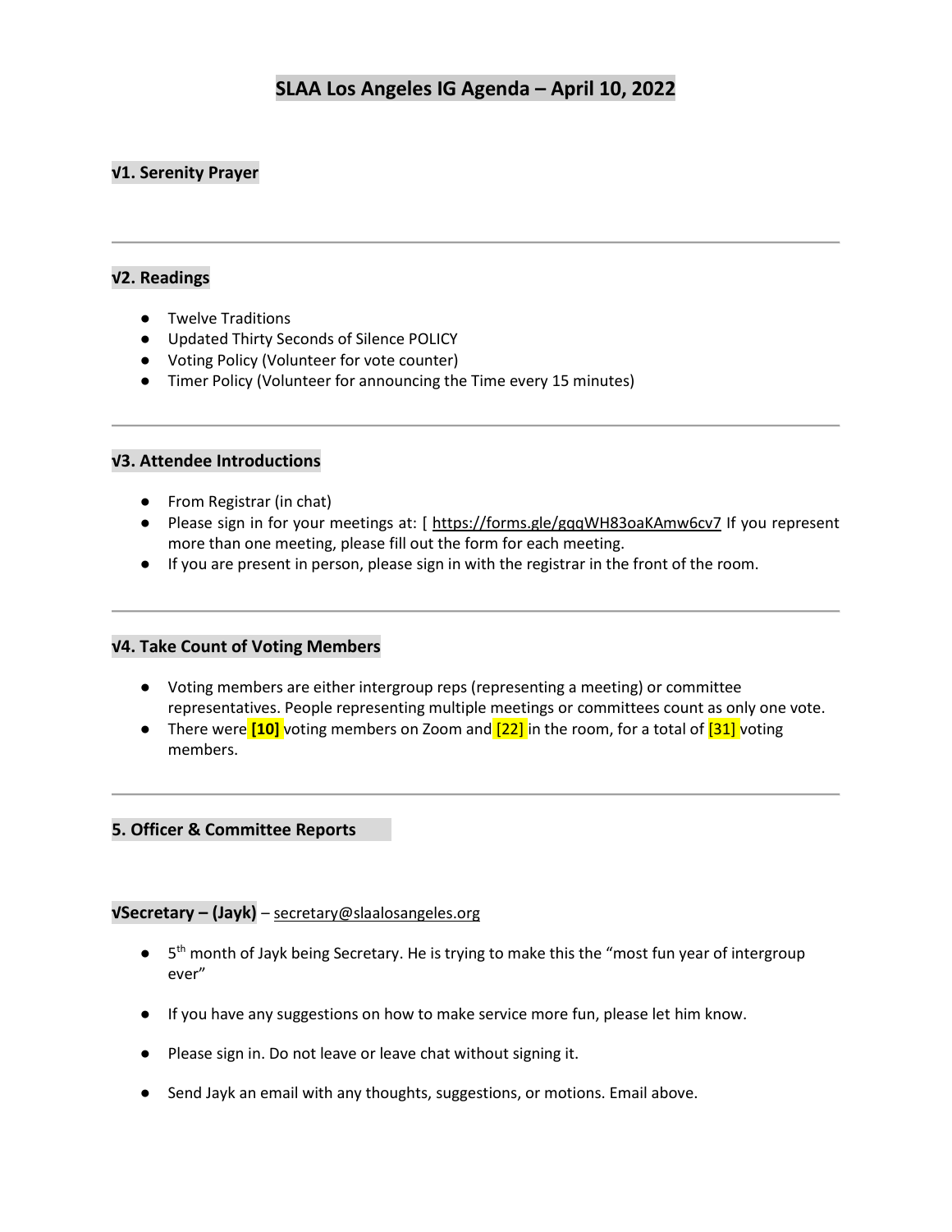# SLAA Los Angeles IG Agenda – April 10, 2022

### √1. Serenity Prayer

---

### √2. Readings

- Twelve Traditions
- Updated Thirty Seconds of Silence POLICY
- Voting Policy (Volunteer for vote counter)
- Timer Policy (Volunteer for announcing the Time every 15 minutes)

---

### √3. Attendee Introductions

- From Registrar (in chat)
- Please sign in for your meetings at: [ https://forms.gle/gqqWH83oaKAmw6cv7 If you represent more than one meeting, please fill out the form for each meeting.
- If you are present in person, please sign in with the registrar in the front of the room.

---

### √4. Take Count of Voting Members

- Voting members are either intergroup reps (representing a meeting) or committee representatives. People representing multiple meetings or committees count as only one vote.
- There were **[10]** voting members on Zoom and [22] in the room, for a total of [31] voting members.

---

### 5. Officer & Committee Reports

**√Secretary – (Jayk)** – secretary@slaalosangeles.org

- 5th month of Jayk being Secretary. He is trying to make this the "most fun year of intergroup ever"
- If you have any suggestions on how to make service more fun, please let him know.
- Please sign in. Do not leave or leave chat without signing it.
- Send Jayk an email with any thoughts, suggestions, or motions. Email above.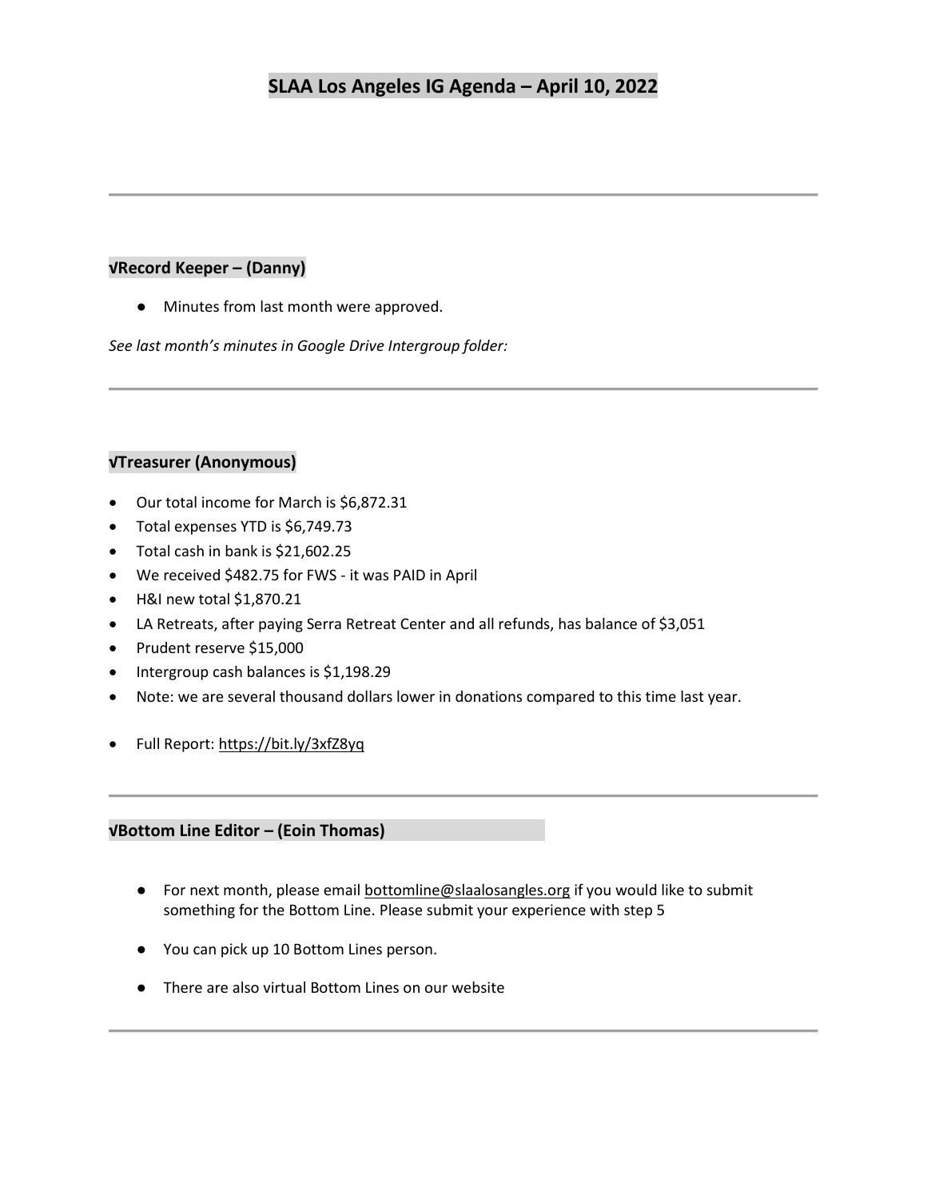# SLAA Los Angeles IG Agenda – April 10, 2022

---

### √Record Keeper – (Danny)

- Minutes from last month were approved.

*See last month's minutes in Google Drive Intergroup folder:*

---

### √Treasurer (Anonymous)

- Our total income for March is $6,872.31
- Total expenses YTD is $6,749.73
- Total cash in bank is $21,602.25
- We received $482.75 for FWS - it was PAID in April
- H&I new total $1,870.21
- LA Retreats, after paying Serra Retreat Center and all refunds, has balance of $3,051
- Prudent reserve $15,000
- Intergroup cash balances is $1,198.29
- Note: we are several thousand dollars lower in donations compared to this time last year.
- Full Report: https://bit.ly/3xfZ8yq

---

### √Bottom Line Editor – (Eoin Thomas)

- For next month, please email bottomline@slaalosangles.org if you would like to submit something for the Bottom Line. Please submit your experience with step 5
- You can pick up 10 Bottom Lines person.
- There are also virtual Bottom Lines on our website

---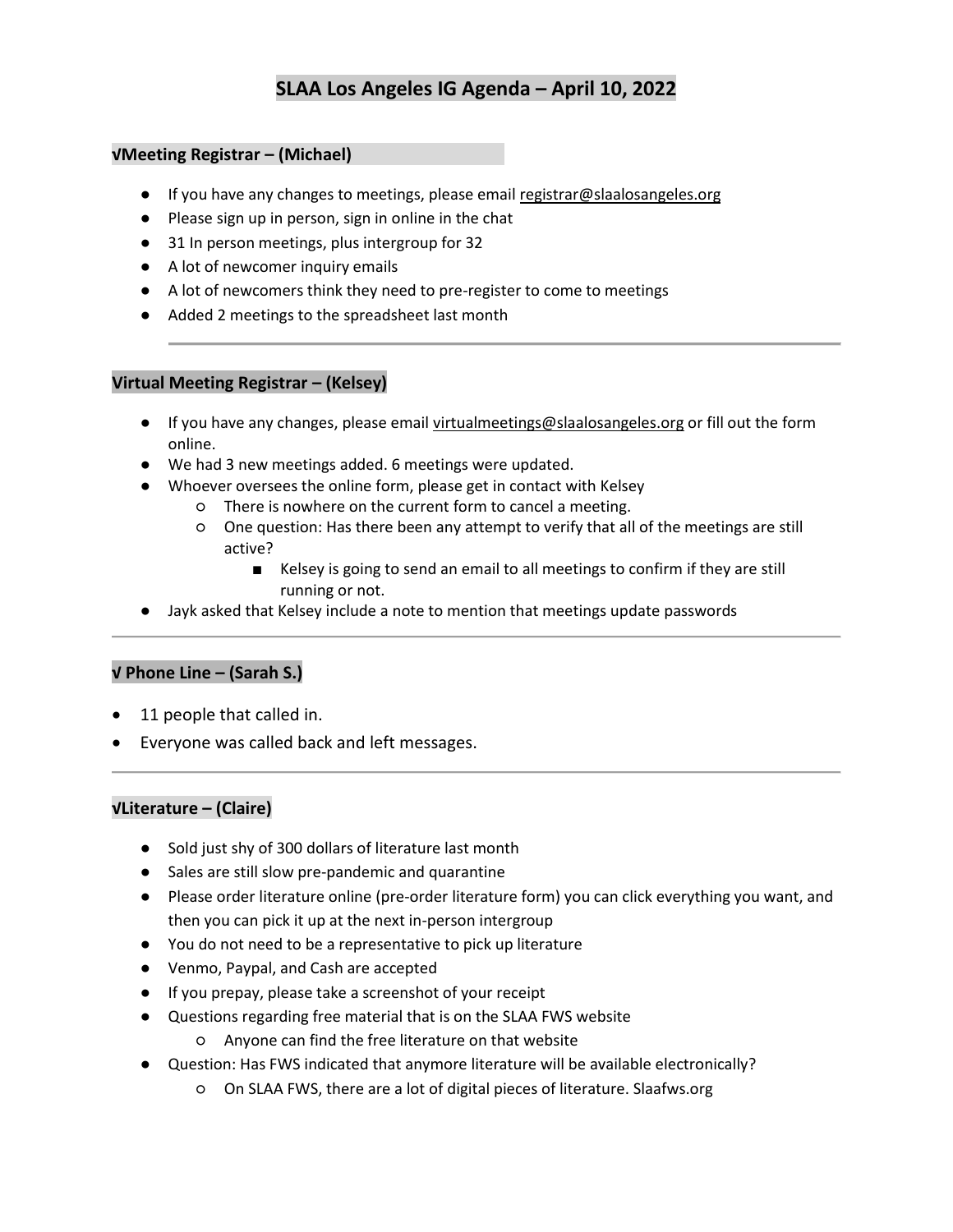# SLAA Los Angeles IG Agenda – April 10, 2022

### √Meeting Registrar – (Michael)

- If you have any changes to meetings, please email registrar@slaalosangeles.org
- Please sign up in person, sign in online in the chat
- 31 In person meetings, plus intergroup for 32
- A lot of newcomer inquiry emails
- A lot of newcomers think they need to pre-register to come to meetings
- Added 2 meetings to the spreadsheet last month

---

### Virtual Meeting Registrar – (Kelsey)

- If you have any changes, please email virtualmeetings@slaalosangeles.org or fill out the form online.
- We had 3 new meetings added. 6 meetings were updated.
- Whoever oversees the online form, please get in contact with Kelsey
  - There is nowhere on the current form to cancel a meeting.
  - One question: Has there been any attempt to verify that all of the meetings are still active?
    - Kelsey is going to send an email to all meetings to confirm if they are still running or not.
- Jayk asked that Kelsey include a note to mention that meetings update passwords

---

### √ Phone Line – (Sarah S.)

- 11 people that called in.
- Everyone was called back and left messages.

---

### √Literature – (Claire)

- Sold just shy of 300 dollars of literature last month
- Sales are still slow pre-pandemic and quarantine
- Please order literature online (pre-order literature form) you can click everything you want, and then you can pick it up at the next in-person intergroup
- You do not need to be a representative to pick up literature
- Venmo, Paypal, and Cash are accepted
- If you prepay, please take a screenshot of your receipt
- Questions regarding free material that is on the SLAA FWS website
  - Anyone can find the free literature on that website
- Question: Has FWS indicated that anymore literature will be available electronically?
  - On SLAA FWS, there are a lot of digital pieces of literature. Slaafws.org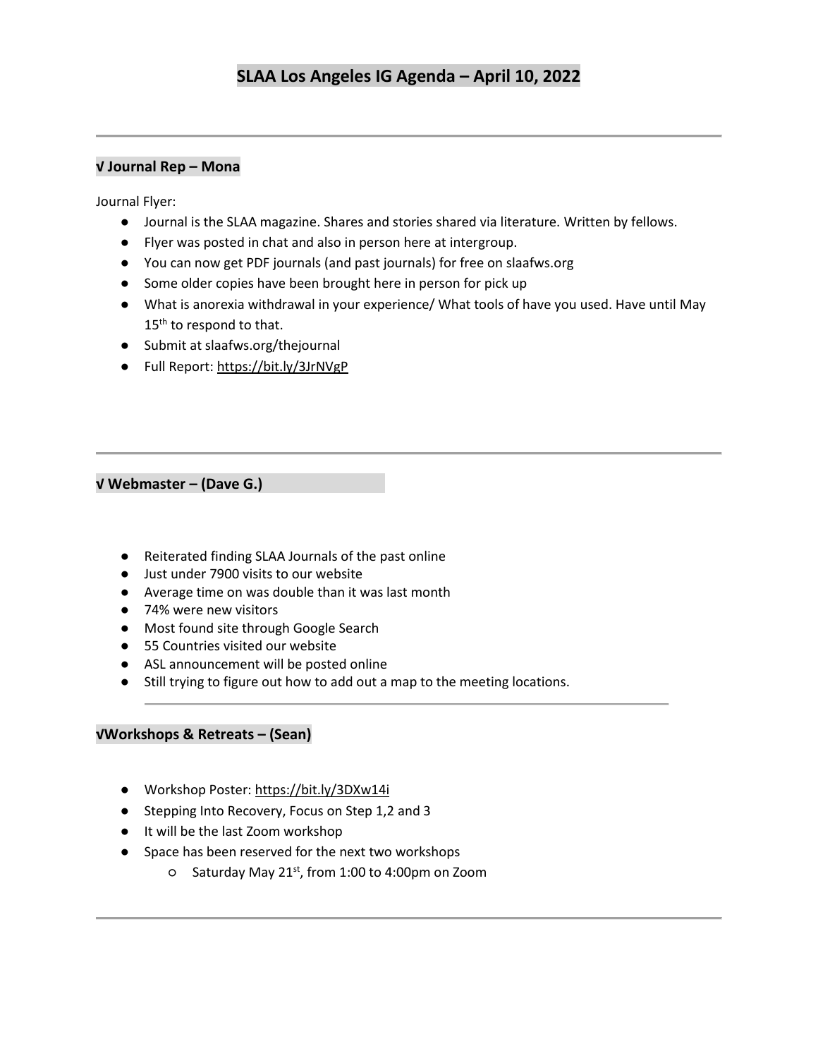# SLAA Los Angeles IG Agenda – April 10, 2022

---

### √ Journal Rep – Mona

Journal Flyer:

- Journal is the SLAA magazine. Shares and stories shared via literature. Written by fellows.
- Flyer was posted in chat and also in person here at intergroup.
- You can now get PDF journals (and past journals) for free on slaafws.org
- Some older copies have been brought here in person for pick up
- What is anorexia withdrawal in your experience/ What tools of have you used. Have until May 15th to respond to that.
- Submit at slaafws.org/thejournal
- Full Report: https://bit.ly/3JrNVgP

---

### √ Webmaster – (Dave G.)

- Reiterated finding SLAA Journals of the past online
- Just under 7900 visits to our website
- Average time on was double than it was last month
- 74% were new visitors
- Most found site through Google Search
- 55 Countries visited our website
- ASL announcement will be posted online
- Still trying to figure out how to add out a map to the meeting locations.

---

### √Workshops & Retreats – (Sean)

- Workshop Poster: https://bit.ly/3DXw14i
- Stepping Into Recovery, Focus on Step 1,2 and 3
- It will be the last Zoom workshop
- Space has been reserved for the next two workshops
  - Saturday May 21st, from 1:00 to 4:00pm on Zoom

---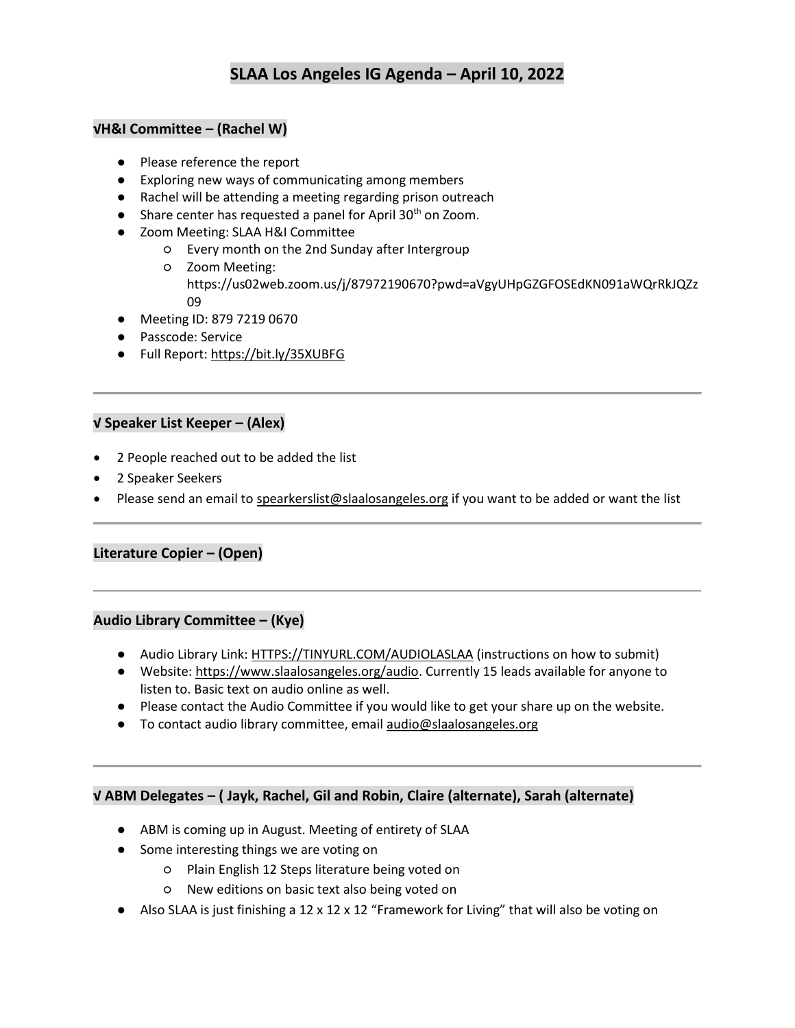# SLAA Los Angeles IG Agenda – April 10, 2022

### √H&I Committee – (Rachel W)

- Please reference the report
- Exploring new ways of communicating among members
- Rachel will be attending a meeting regarding prison outreach
- Share center has requested a panel for April 30th on Zoom.
- Zoom Meeting: SLAA H&I Committee
  - Every month on the 2nd Sunday after Intergroup
  - Zoom Meeting: https://us02web.zoom.us/j/87972190670?pwd=aVgyUHpGZGFOSEdKN091aWQrRkJQZz09
- Meeting ID: 879 7219 0670
- Passcode: Service
- Full Report: https://bit.ly/35XUBFG

---

### √ Speaker List Keeper – (Alex)

- 2 People reached out to be added the list
- 2 Speaker Seekers
- Please send an email to spearkerslist@slaalosangeles.org if you want to be added or want the list

---

### Literature Copier – (Open)

---

### Audio Library Committee – (Kye)

- Audio Library Link: HTTPS://TINYURL.COM/AUDIOLASLAA (instructions on how to submit)
- Website: https://www.slaalosangeles.org/audio. Currently 15 leads available for anyone to listen to. Basic text on audio online as well.
- Please contact the Audio Committee if you would like to get your share up on the website.
- To contact audio library committee, email audio@slaalosangeles.org

---

### √ ABM Delegates – ( Jayk, Rachel, Gil and Robin, Claire (alternate), Sarah (alternate)

- ABM is coming up in August. Meeting of entirety of SLAA
- Some interesting things we are voting on
  - Plain English 12 Steps literature being voted on
  - New editions on basic text also being voted on
- Also SLAA is just finishing a 12 x 12 x 12 “Framework for Living” that will also be voting on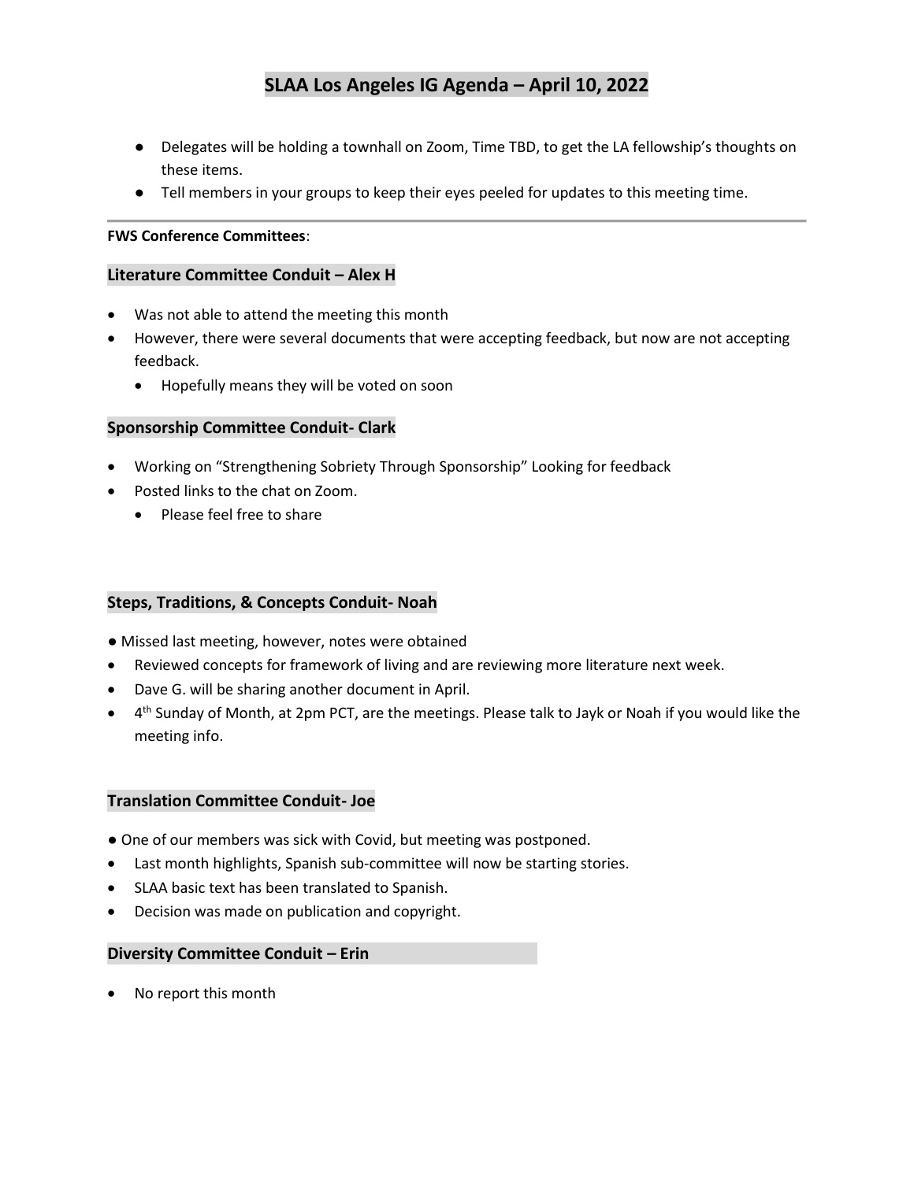# SLAA Los Angeles IG Agenda – April 10, 2022

- Delegates will be holding a townhall on Zoom, Time TBD, to get the LA fellowship's thoughts on these items.
- Tell members in your groups to keep their eyes peeled for updates to this meeting time.

---

**FWS Conference Committees**:

### Literature Committee Conduit – Alex H

- Was not able to attend the meeting this month
- However, there were several documents that were accepting feedback, but now are not accepting feedback.
  - Hopefully means they will be voted on soon

### Sponsorship Committee Conduit- Clark

- Working on "Strengthening Sobriety Through Sponsorship" Looking for feedback
- Posted links to the chat on Zoom.
  - Please feel free to share

### Steps, Traditions, & Concepts Conduit- Noah

- Missed last meeting, however, notes were obtained
- Reviewed concepts for framework of living and are reviewing more literature next week.
- Dave G. will be sharing another document in April.
- 4th Sunday of Month, at 2pm PCT, are the meetings. Please talk to Jayk or Noah if you would like the meeting info.

### Translation Committee Conduit- Joe

- One of our members was sick with Covid, but meeting was postponed.
- Last month highlights, Spanish sub-committee will now be starting stories.
- SLAA basic text has been translated to Spanish.
- Decision was made on publication and copyright.

### Diversity Committee Conduit – Erin

- No report this month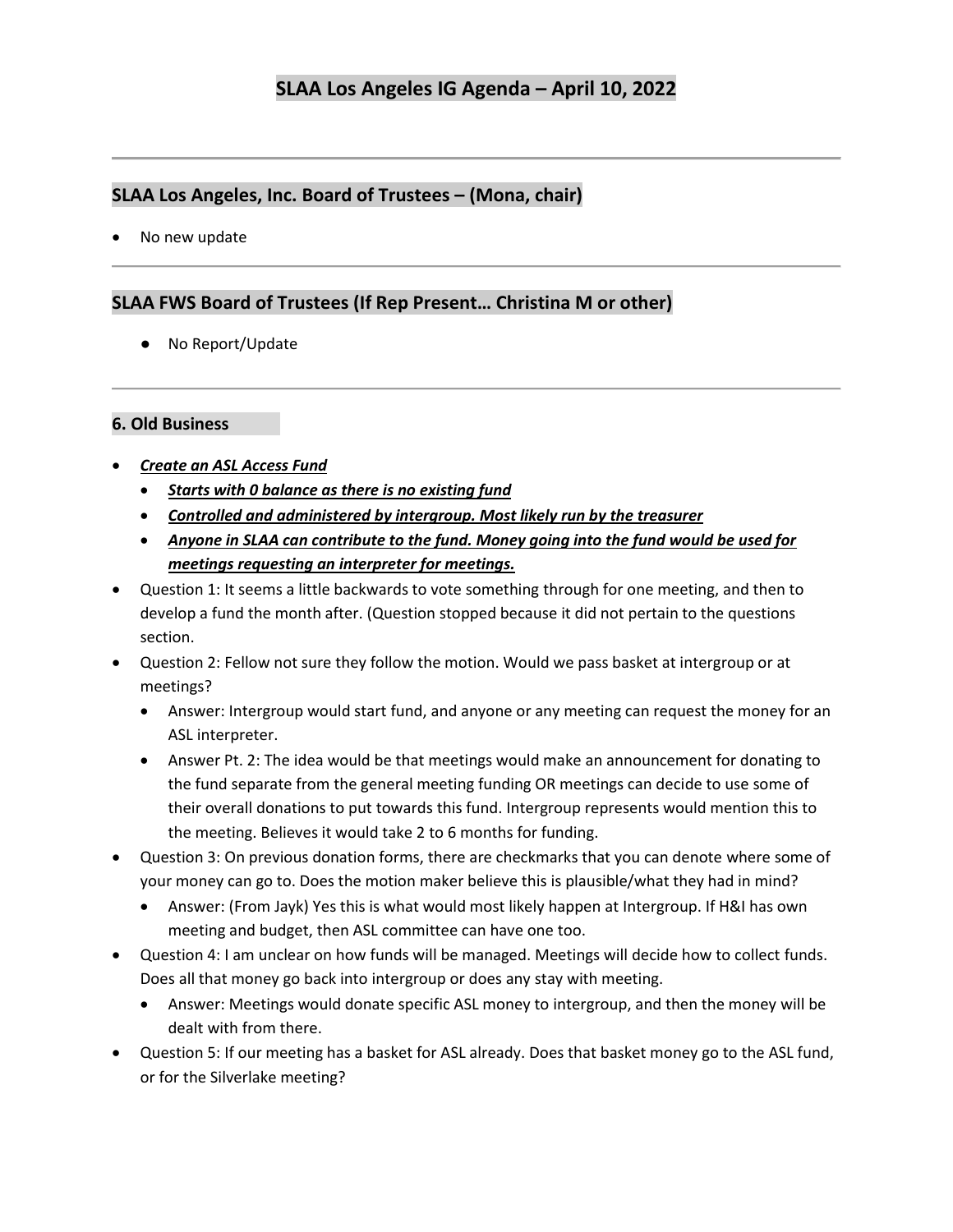# SLAA Los Angeles IG Agenda – April 10, 2022

---

## SLAA Los Angeles, Inc. Board of Trustees – (Mona, chair)

- No new update

---

## SLAA FWS Board of Trustees (If Rep Present… Christina M or other)

- No Report/Update

---

### 6. Old Business

- ***Create an ASL Access Fund***
  - ***Starts with 0 balance as there is no existing fund***
  - ***Controlled and administered by intergroup. Most likely run by the treasurer***
  - ***Anyone in SLAA can contribute to the fund. Money going into the fund would be used for meetings requesting an interpreter for meetings.***
- Question 1: It seems a little backwards to vote something through for one meeting, and then to develop a fund the month after. (Question stopped because it did not pertain to the questions section.
- Question 2: Fellow not sure they follow the motion. Would we pass basket at intergroup or at meetings?
  - Answer: Intergroup would start fund, and anyone or any meeting can request the money for an ASL interpreter.
  - Answer Pt. 2: The idea would be that meetings would make an announcement for donating to the fund separate from the general meeting funding OR meetings can decide to use some of their overall donations to put towards this fund. Intergroup represents would mention this to the meeting. Believes it would take 2 to 6 months for funding.
- Question 3: On previous donation forms, there are checkmarks that you can denote where some of your money can go to. Does the motion maker believe this is plausible/what they had in mind?
  - Answer: (From Jayk) Yes this is what would most likely happen at Intergroup. If H&I has own meeting and budget, then ASL committee can have one too.
- Question 4: I am unclear on how funds will be managed. Meetings will decide how to collect funds. Does all that money go back into intergroup or does any stay with meeting.
  - Answer: Meetings would donate specific ASL money to intergroup, and then the money will be dealt with from there.
- Question 5: If our meeting has a basket for ASL already. Does that basket money go to the ASL fund, or for the Silverlake meeting?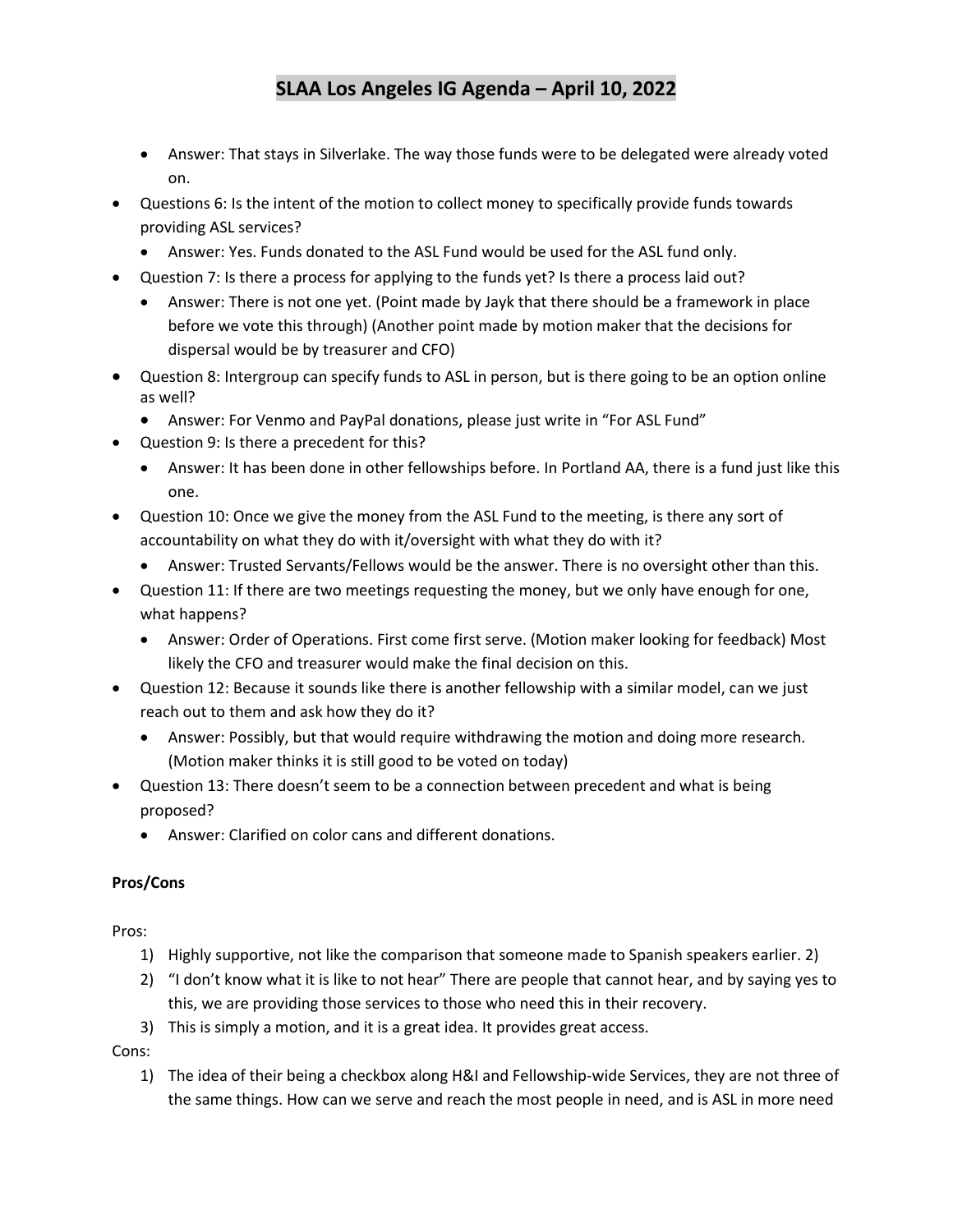# SLAA Los Angeles IG Agenda – April 10, 2022

- Answer: That stays in Silverlake. The way those funds were to be delegated were already voted on.

- Questions 6: Is the intent of the motion to collect money to specifically provide funds towards providing ASL services?
  - Answer: Yes. Funds donated to the ASL Fund would be used for the ASL fund only.
- Question 7: Is there a process for applying to the funds yet? Is there a process laid out?
  - Answer: There is not one yet. (Point made by Jayk that there should be a framework in place before we vote this through) (Another point made by motion maker that the decisions for dispersal would be by treasurer and CFO)
- Question 8: Intergroup can specify funds to ASL in person, but is there going to be an option online as well?
  - Answer: For Venmo and PayPal donations, please just write in "For ASL Fund"
- Question 9: Is there a precedent for this?
  - Answer: It has been done in other fellowships before. In Portland AA, there is a fund just like this one.
- Question 10: Once we give the money from the ASL Fund to the meeting, is there any sort of accountability on what they do with it/oversight with what they do with it?
  - Answer: Trusted Servants/Fellows would be the answer. There is no oversight other than this.
- Question 11: If there are two meetings requesting the money, but we only have enough for one, what happens?
  - Answer: Order of Operations. First come first serve. (Motion maker looking for feedback) Most likely the CFO and treasurer would make the final decision on this.
- Question 12: Because it sounds like there is another fellowship with a similar model, can we just reach out to them and ask how they do it?
  - Answer: Possibly, but that would require withdrawing the motion and doing more research. (Motion maker thinks it is still good to be voted on today)
- Question 13: There doesn't seem to be a connection between precedent and what is being proposed?
  - Answer: Clarified on color cans and different donations.

**Pros/Cons**

Pros:

1) Highly supportive, not like the comparison that someone made to Spanish speakers earlier. 2)
2) "I don't know what it is like to not hear" There are people that cannot hear, and by saying yes to this, we are providing those services to those who need this in their recovery.
3) This is simply a motion, and it is a great idea. It provides great access.

Cons:

1) The idea of their being a checkbox along H&I and Fellowship-wide Services, they are not three of the same things. How can we serve and reach the most people in need, and is ASL in more need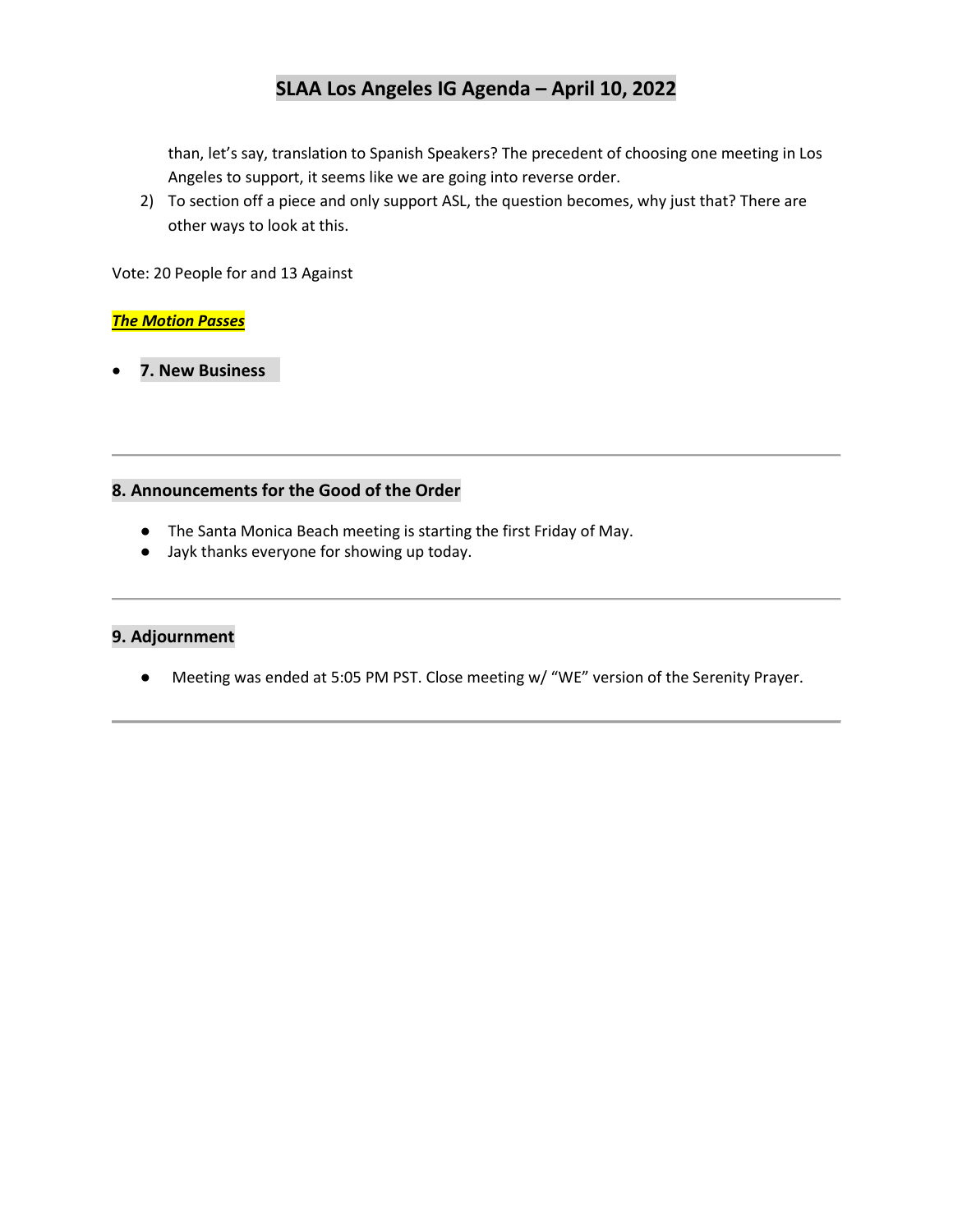than, let's say, translation to Spanish Speakers? The precedent of choosing one meeting in Los Angeles to support, it seems like we are going into reverse order.

2) To section off a piece and only support ASL, the question becomes, why just that? There are other ways to look at this.

Vote: 20 People for and 13 Against

***The Motion Passes***

- **7. New Business**

---

## 8. Announcements for the Good of the Order

- The Santa Monica Beach meeting is starting the first Friday of May.
- Jayk thanks everyone for showing up today.

---

## 9. Adjournment

- Meeting was ended at 5:05 PM PST. Close meeting w/ "WE" version of the Serenity Prayer.

---